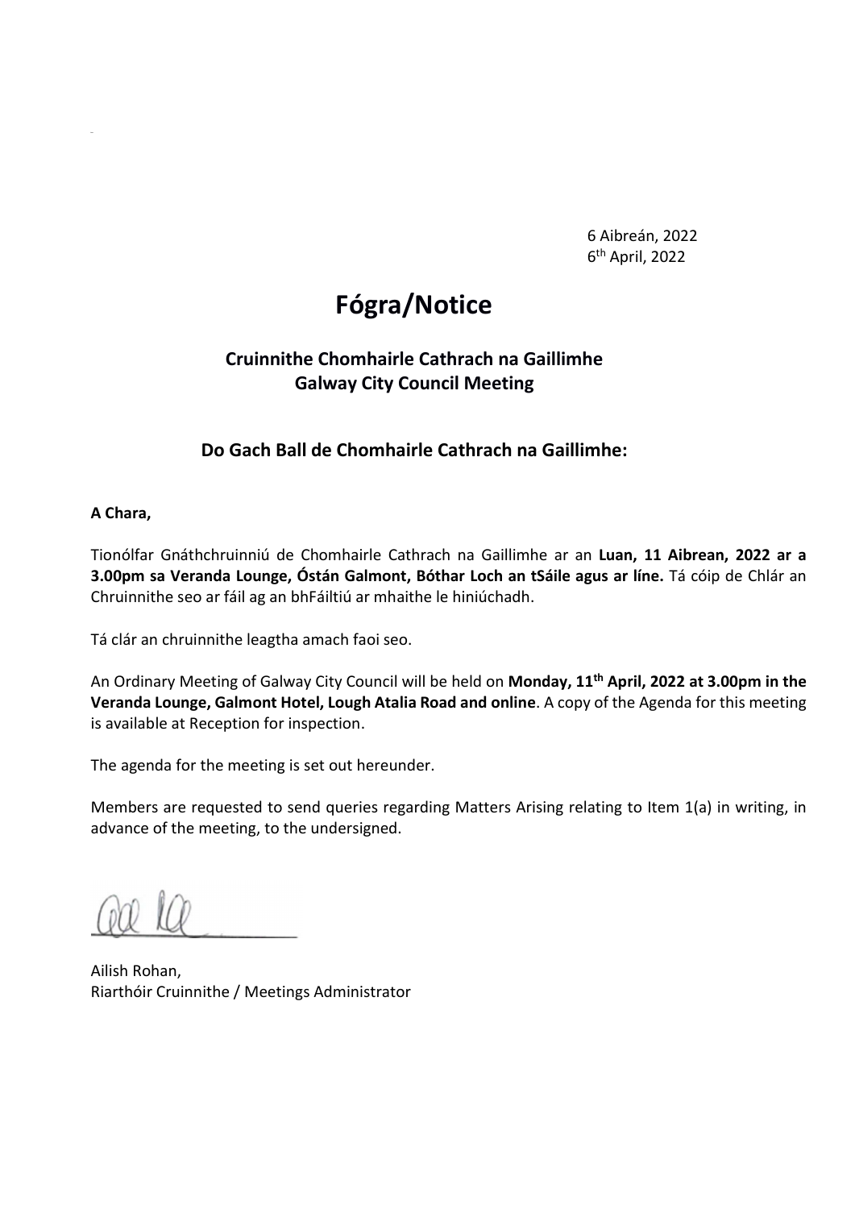6 Aibreán, 2022
6th April, 2022

# Fógra/Notice

## Cruinnithe Chomhairle Cathrach na Gaillimhe
## Galway City Council Meeting

### Do Gach Ball de Chomhairle Cathrach na Gaillimhe:

**A Chara,**

Tionólfar Gnáthchruinniú de Chomhairle Cathrach na Gaillimhe ar an **Luan, 11 Aibrean, 2022 ar a 3.00pm sa Veranda Lounge, Óstán Galmont, Bóthar Loch an tSáile agus ar líne.** Tá cóip de Chlár an Chruinnithe seo ar fáil ag an bhFáiltiú ar mhaithe le hiniúchadh.

Tá clár an chruinnithe leagtha amach faoi seo.

An Ordinary Meeting of Galway City Council will be held on **Monday, 11th April, 2022 at 3.00pm in the Veranda Lounge, Galmont Hotel, Lough Atalia Road and online**. A copy of the Agenda for this meeting is available at Reception for inspection.

The agenda for the meeting is set out hereunder.

Members are requested to send queries regarding Matters Arising relating to Item 1(a) in writing, in advance of the meeting, to the undersigned.

Ailish Rohan,
Riarthóir Cruinnithe / Meetings Administrator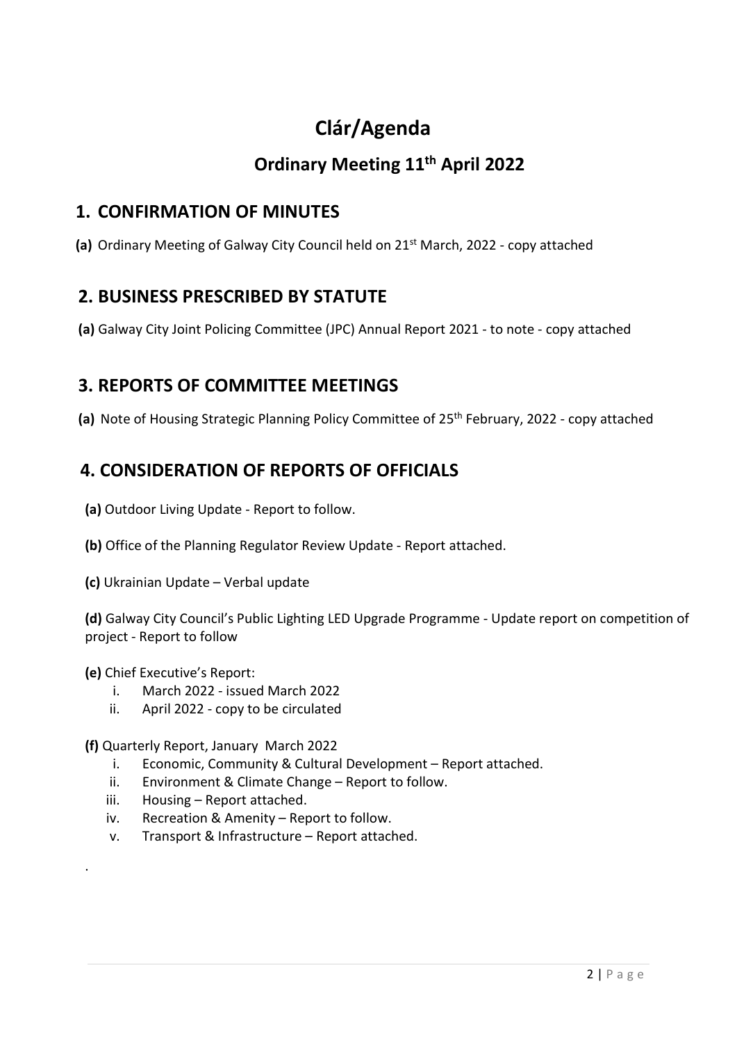# Clár/Agenda

## Ordinary Meeting 11th April 2022

## 1. CONFIRMATION OF MINUTES

**(a)** Ordinary Meeting of Galway City Council held on 21st March, 2022 - copy attached

## 2. BUSINESS PRESCRIBED BY STATUTE

**(a)** Galway City Joint Policing Committee (JPC) Annual Report 2021 - to note - copy attached

## 3. REPORTS OF COMMITTEE MEETINGS

**(a)** Note of Housing Strategic Planning Policy Committee of 25th February, 2022 - copy attached

## 4. CONSIDERATION OF REPORTS OF OFFICIALS

**(a)** Outdoor Living Update - Report to follow.

**(b)** Office of the Planning Regulator Review Update - Report attached.

**(c)** Ukrainian Update – Verbal update

**(d)** Galway City Council's Public Lighting LED Upgrade Programme - Update report on competition of project - Report to follow

**(e)** Chief Executive's Report:

i. March 2022 - issued March 2022
ii. April 2022 - copy to be circulated

**(f)** Quarterly Report, January March 2022

i. Economic, Community & Cultural Development – Report attached.
ii. Environment & Climate Change – Report to follow.
iii. Housing – Report attached.
iv. Recreation & Amenity – Report to follow.
v. Transport & Infrastructure – Report attached.

.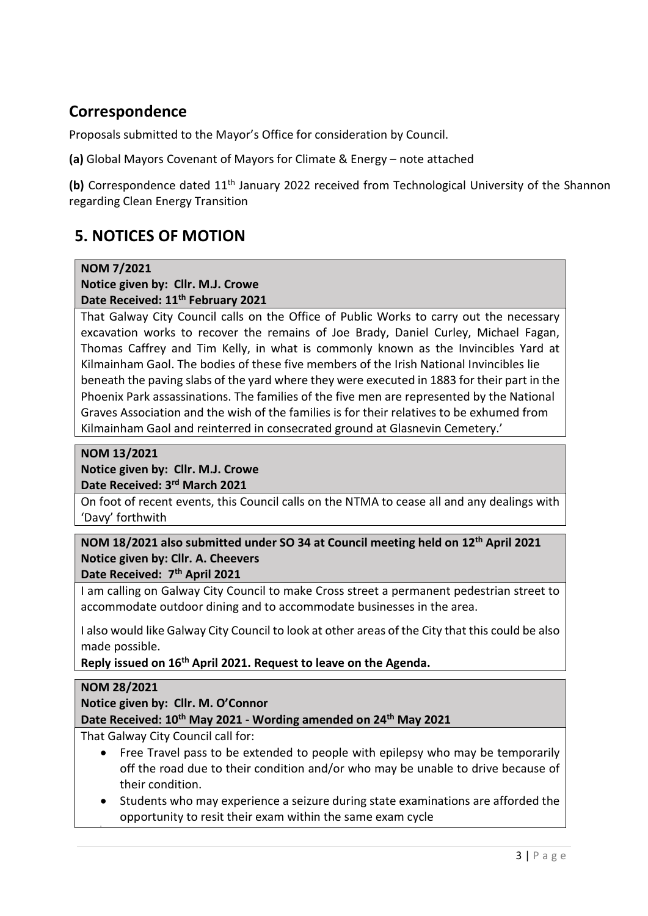## Correspondence

Proposals submitted to the Mayor's Office for consideration by Council.

**(a)** Global Mayors Covenant of Mayors for Climate & Energy – note attached

**(b)** Correspondence dated 11th January 2022 received from Technological University of the Shannon regarding Clean Energy Transition

## 5. NOTICES OF MOTION

**NOM 7/2021**
**Notice given by: Cllr. M.J. Crowe**
**Date Received: 11th February 2021**

That Galway City Council calls on the Office of Public Works to carry out the necessary excavation works to recover the remains of Joe Brady, Daniel Curley, Michael Fagan, Thomas Caffrey and Tim Kelly, in what is commonly known as the Invincibles Yard at Kilmainham Gaol. The bodies of these five members of the Irish National Invincibles lie beneath the paving slabs of the yard where they were executed in 1883 for their part in the Phoenix Park assassinations. The families of the five men are represented by the National Graves Association and the wish of the families is for their relatives to be exhumed from Kilmainham Gaol and reinterred in consecrated ground at Glasnevin Cemetery.'

**NOM 13/2021**
**Notice given by: Cllr. M.J. Crowe**
**Date Received: 3rd March 2021**

On foot of recent events, this Council calls on the NTMA to cease all and any dealings with 'Davy' forthwith

**NOM 18/2021 also submitted under SO 34 at Council meeting held on 12th April 2021**
**Notice given by: Cllr. A. Cheevers**
**Date Received: 7th April 2021**

I am calling on Galway City Council to make Cross street a permanent pedestrian street to accommodate outdoor dining and to accommodate businesses in the area.

I also would like Galway City Council to look at other areas of the City that this could be also made possible.

**Reply issued on 16th April 2021. Request to leave on the Agenda.**

**NOM 28/2021**
**Notice given by: Cllr. M. O'Connor**
**Date Received: 10th May 2021 - Wording amended on 24th May 2021**

That Galway City Council call for:

- Free Travel pass to be extended to people with epilepsy who may be temporarily off the road due to their condition and/or who may be unable to drive because of their condition.
- Students who may experience a seizure during state examinations are afforded the opportunity to resit their exam within the same exam cycle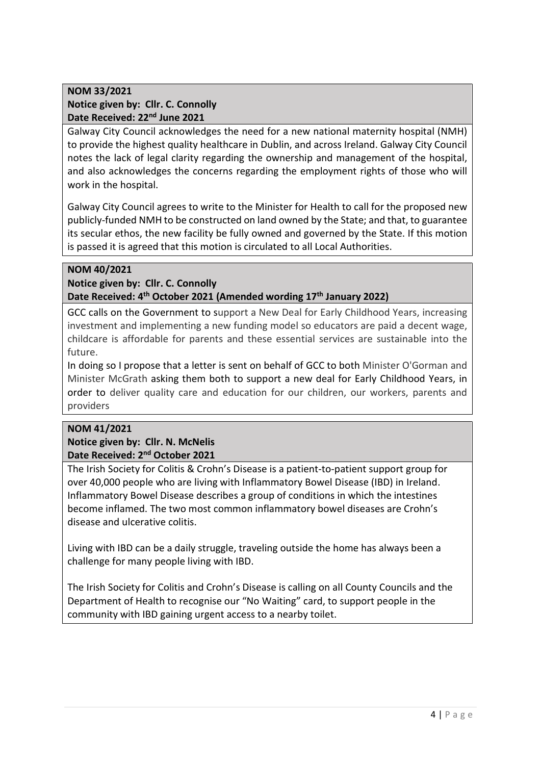**NOM 33/2021**
**Notice given by: Cllr. C. Connolly**
**Date Received: 22nd June 2021**

Galway City Council acknowledges the need for a new national maternity hospital (NMH) to provide the highest quality healthcare in Dublin, and across Ireland. Galway City Council notes the lack of legal clarity regarding the ownership and management of the hospital, and also acknowledges the concerns regarding the employment rights of those who will work in the hospital.

Galway City Council agrees to write to the Minister for Health to call for the proposed new publicly-funded NMH to be constructed on land owned by the State; and that, to guarantee its secular ethos, the new facility be fully owned and governed by the State. If this motion is passed it is agreed that this motion is circulated to all Local Authorities.

**NOM 40/2021**
**Notice given by: Cllr. C. Connolly**
**Date Received: 4th October 2021 (Amended wording 17th January 2022)**

GCC calls on the Government to support a New Deal for Early Childhood Years, increasing investment and implementing a new funding model so educators are paid a decent wage, childcare is affordable for parents and these essential services are sustainable into the future.

In doing so I propose that a letter is sent on behalf of GCC to both Minister O'Gorman and Minister McGrath asking them both to support a new deal for Early Childhood Years, in order to deliver quality care and education for our children, our workers, parents and providers

**NOM 41/2021**
**Notice given by: Cllr. N. McNelis**
**Date Received: 2nd October 2021**

The Irish Society for Colitis & Crohn's Disease is a patient-to-patient support group for over 40,000 people who are living with Inflammatory Bowel Disease (IBD) in Ireland. Inflammatory Bowel Disease describes a group of conditions in which the intestines become inflamed. The two most common inflammatory bowel diseases are Crohn's disease and ulcerative colitis.

Living with IBD can be a daily struggle, traveling outside the home has always been a challenge for many people living with IBD.

The Irish Society for Colitis and Crohn's Disease is calling on all County Councils and the Department of Health to recognise our "No Waiting" card, to support people in the community with IBD gaining urgent access to a nearby toilet.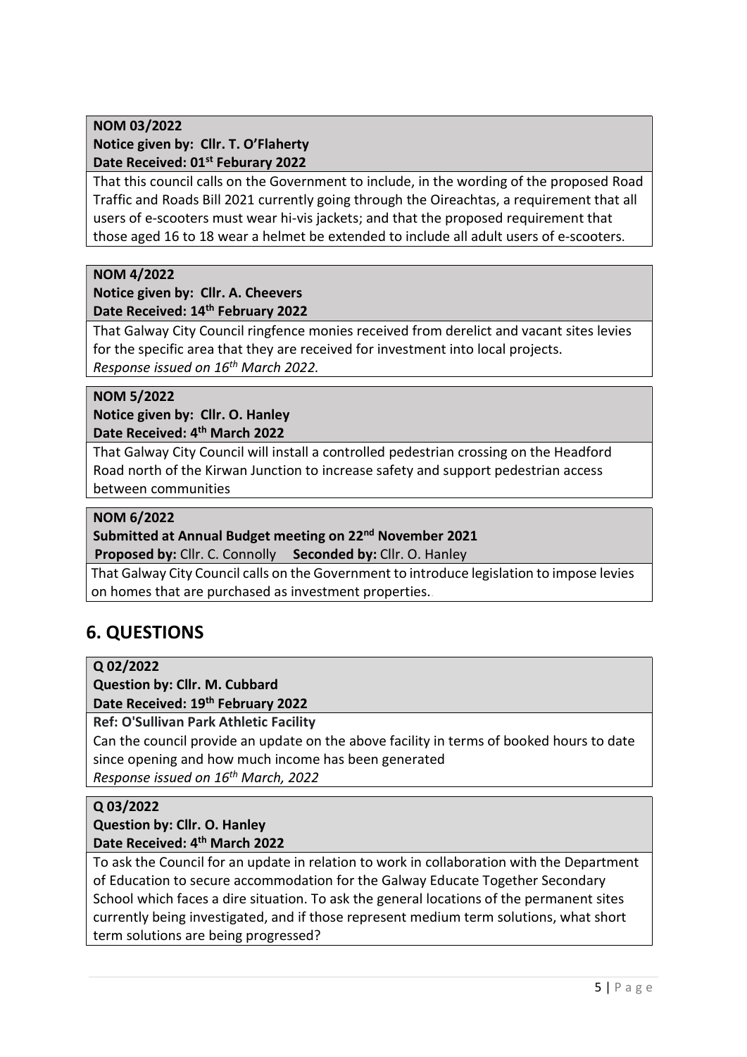**NOM 03/2022**
**Notice given by: Cllr. T. O'Flaherty**
**Date Received: 01st Feburary 2022**

That this council calls on the Government to include, in the wording of the proposed Road Traffic and Roads Bill 2021 currently going through the Oireachtas, a requirement that all users of e-scooters must wear hi-vis jackets; and that the proposed requirement that those aged 16 to 18 wear a helmet be extended to include all adult users of e-scooters.

**NOM 4/2022**
**Notice given by: Cllr. A. Cheevers**
**Date Received: 14th February 2022**

That Galway City Council ringfence monies received from derelict and vacant sites levies for the specific area that they are received for investment into local projects.
*Response issued on 16th March 2022.*

**NOM 5/2022**
**Notice given by: Cllr. O. Hanley**
**Date Received: 4th March 2022**

That Galway City Council will install a controlled pedestrian crossing on the Headford Road north of the Kirwan Junction to increase safety and support pedestrian access between communities

**NOM 6/2022**
**Submitted at Annual Budget meeting on 22nd November 2021**
**Proposed by:** Cllr. C. Connolly **Seconded by:** Cllr. O. Hanley

That Galway City Council calls on the Government to introduce legislation to impose levies on homes that are purchased as investment properties.

## 6. QUESTIONS

**Q 02/2022**
**Question by: Cllr. M. Cubbard**
**Date Received: 19th February 2022**

**Ref: O'Sullivan Park Athletic Facility**

Can the council provide an update on the above facility in terms of booked hours to date since opening and how much income has been generated
*Response issued on 16th March, 2022*

**Q 03/2022**
**Question by: Cllr. O. Hanley**
**Date Received: 4th March 2022**

To ask the Council for an update in relation to work in collaboration with the Department of Education to secure accommodation for the Galway Educate Together Secondary School which faces a dire situation. To ask the general locations of the permanent sites currently being investigated, and if those represent medium term solutions, what short term solutions are being progressed?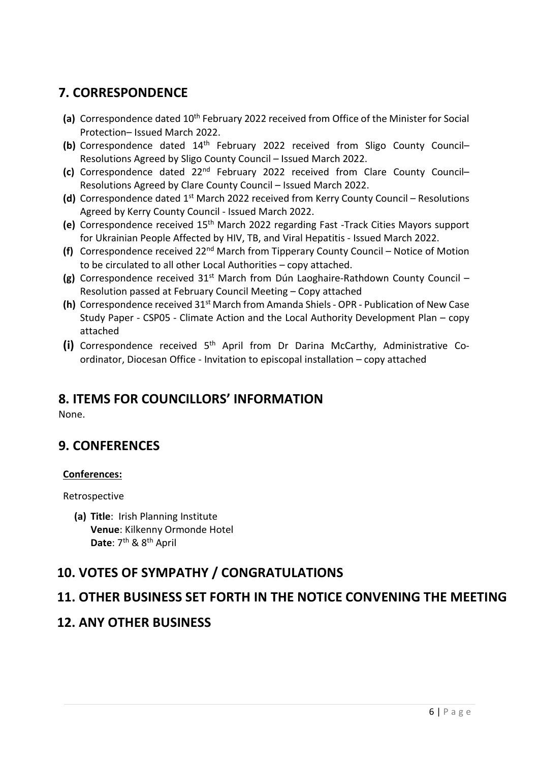## 7. CORRESPONDENCE

- **(a)** Correspondence dated 10th February 2022 received from Office of the Minister for Social Protection– Issued March 2022.
- **(b)** Correspondence dated 14th February 2022 received from Sligo County Council– Resolutions Agreed by Sligo County Council – Issued March 2022.
- **(c)** Correspondence dated 22nd February 2022 received from Clare County Council– Resolutions Agreed by Clare County Council – Issued March 2022.
- **(d)** Correspondence dated 1st March 2022 received from Kerry County Council – Resolutions Agreed by Kerry County Council - Issued March 2022.
- **(e)** Correspondence received 15th March 2022 regarding Fast -Track Cities Mayors support for Ukrainian People Affected by HIV, TB, and Viral Hepatitis - Issued March 2022.
- **(f)** Correspondence received 22nd March from Tipperary County Council – Notice of Motion to be circulated to all other Local Authorities – copy attached.
- **(g)** Correspondence received 31st March from Dún Laoghaire-Rathdown County Council – Resolution passed at February Council Meeting – Copy attached
- **(h)** Correspondence received 31st March from Amanda Shiels - OPR - Publication of New Case Study Paper - CSP05 - Climate Action and the Local Authority Development Plan – copy attached
- **(i)** Correspondence received 5th April from Dr Darina McCarthy, Administrative Co-ordinator, Diocesan Office - Invitation to episcopal installation – copy attached

## 8. ITEMS FOR COUNCILLORS' INFORMATION

None.

## 9. CONFERENCES

**Conferences:**

Retrospective

**(a) Title**: Irish Planning Institute
**Venue**: Kilkenny Ormonde Hotel
**Date**: 7th & 8th April

## 10. VOTES OF SYMPATHY / CONGRATULATIONS

## 11. OTHER BUSINESS SET FORTH IN THE NOTICE CONVENING THE MEETING

## 12. ANY OTHER BUSINESS